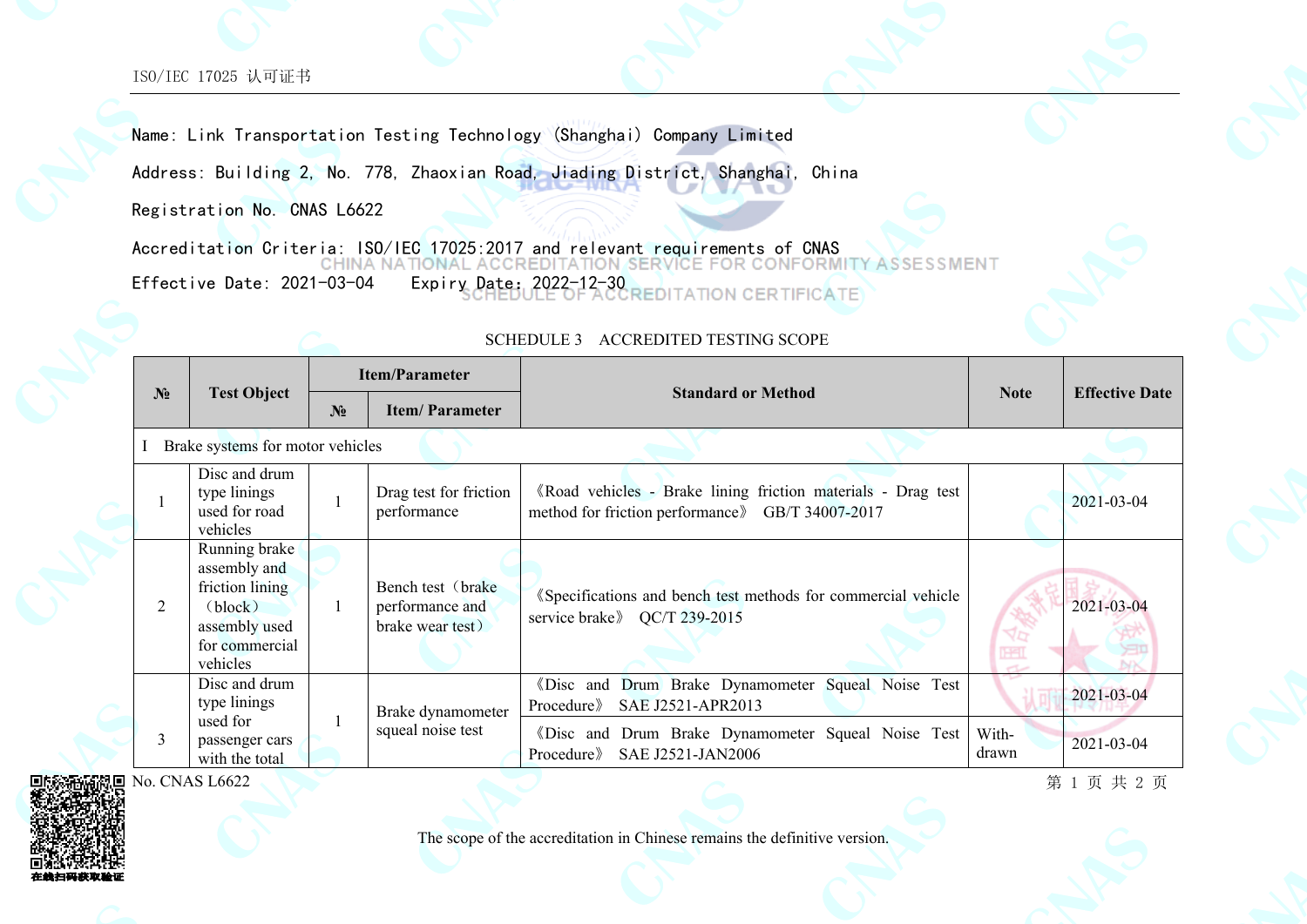ISO/IEC 17025 认可证书

Name: Link Transportation Testing Technology (Shanghai) Company Limited

Address: Building 2, No. 778, Zhaoxian Road, Jiading District, Shanghai, China

Registration No. CNAS L6622

Accreditation Criteria: ISO/IEC 17025:2017 and relevant requirements of CNAS

Effective Date: 2021-03-04    Expiry Date: 2022-12-30

CHINA NATIONAL ACCREDITATION SERVICE FOR CONFORMITY ASSESSMENT

SCHEDULE OF ACCREDITATION CERTIFICATE

SCHEDULE 3    ACCREDITED TESTING SCOPE

| № | Test Object | Item/Parameter | | Standard or Method | Note | Effective Date |
|---|---|---|---|---|---|---|
| | | № | Item/ Parameter | | | |
| I Brake systems for motor vehicles | | | | | | |
| 1 | Disc and drum type linings used for road vehicles | 1 | Drag test for friction performance | 《Road vehicles - Brake lining friction materials - Drag test method for friction performance》 GB/T 34007-2017 | | 2021-03-04 |
| 2 | Running brake assembly and friction lining（block）assembly used for commercial vehicles | 1 | Bench test（brake performance and brake wear test） | 《Specifications and bench test methods for commercial vehicle service brake》 QC/T 239-2015 | | 2021-03-04 |
| 3 | Disc and drum type linings used for passenger cars with the total | 1 | Brake dynamometer squeal noise test | 《Disc and Drum Brake Dynamometer Squeal Noise Test Procedure》 SAE J2521-APR2013 | | 2021-03-04 |
| | | | | 《Disc and Drum Brake Dynamometer Squeal Noise Test Procedure》 SAE J2521-JAN2006 | Withdrawn | 2021-03-04 |

No. CNAS L6622

The scope of the accreditation in Chinese remains the definitive version.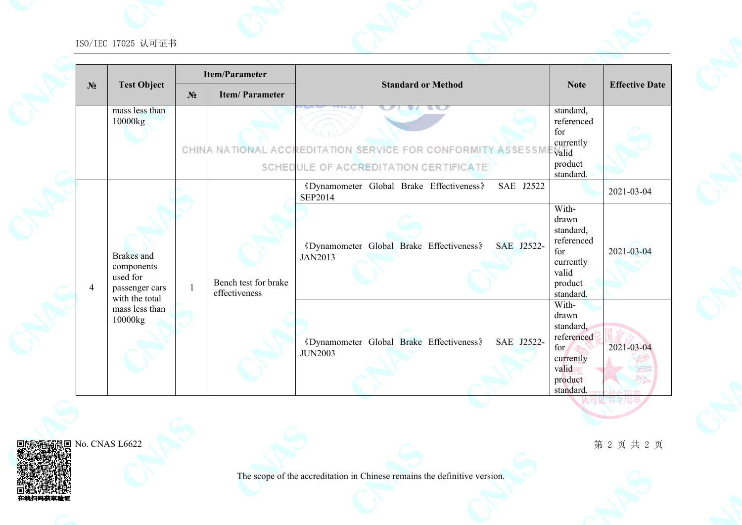| № | Test Object | Item/Parameter | | Standard or Method | Note | Effective Date |
|---|---|---|---|---|---|---|
| | | № | Item/ Parameter | | | |
| | mass less than 10000kg | | | | standard, referenced for currently valid product standard. | |
| 4 | Brakes and components used for passenger cars with the total mass less than 10000kg | 1 | Bench test for brake effectiveness | 《Dynamometer Global Brake Effectiveness》 SAE J2522 SEP2014 | | 2021-03-04 |
| | | | | 《Dynamometer Global Brake Effectiveness》 SAE J2522-JAN2013 | With-drawn standard, referenced for currently valid product standard. | 2021-03-04 |
| | | | | 《Dynamometer Global Brake Effectiveness》 SAE J2522-JUN2003 | With-drawn standard, referenced for currently valid product standard. | 2021-03-04 |

No. CNAS L6622

The scope of the accreditation in Chinese remains the definitive version.